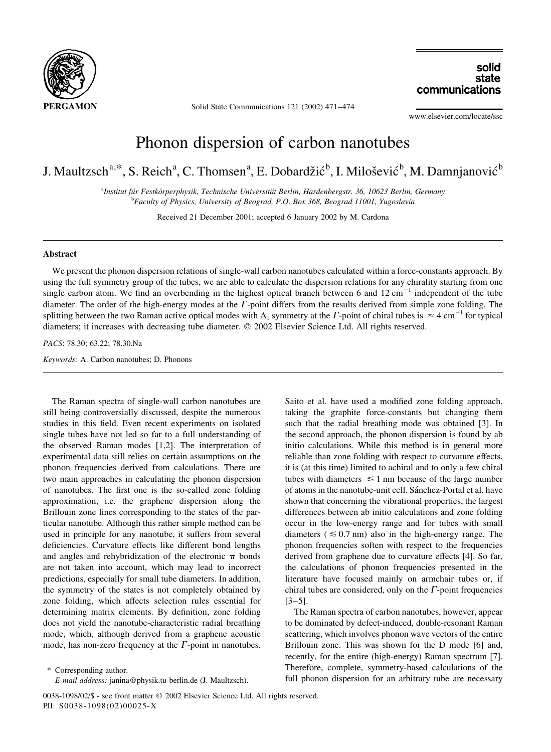# Phonon dispersion of carbon nanotubes

J. Maultzsch[a,*], S. Reich[a], C. Thomsen[a], E. Dobardžić[b], I. Milošević[b], M. Damnjanović[b]

[a]Institut für Festkörperphysik, Technische Universität Berlin, Hardenbergstr. 36, 10623 Berlin, Germany
[b]Faculty of Physics, University of Beograd, P.O. Box 368, Beograd 11001, Yugoslavia

Received 21 December 2001; accepted 6 January 2002 by M. Cardona

## Abstract

We present the phonon dispersion relations of single-wall carbon nanotubes calculated within a force-constants approach. By using the full symmetry group of the tubes, we are able to calculate the dispersion relations for any chirality starting from one single carbon atom. We find an overbending in the highest optical branch between 6 and 12 $cm^{-1}$ independent of the tube diameter. The order of the high-energy modes at the $\Gamma$-point differs from the results derived from simple zone folding. The splitting between the two Raman active optical modes with $A_1$ symmetry at the $\Gamma$-point of chiral tubes is $\approx 4$ $cm^{-1}$ for typical diameters; it increases with decreasing tube diameter. © 2002 Elsevier Science Ltd. All rights reserved.

*PACS*: 78.30; 63.22; 78.30.Na

*Keywords:* A. Carbon nanotubes; D. Phonons

The Raman spectra of single-wall carbon nanotubes are still being controversially discussed, despite the numerous studies in this field. Even recent experiments on isolated single tubes have not led so far to a full understanding of the observed Raman modes [1,2]. The interpretation of experimental data still relies on certain assumptions on the phonon frequencies derived from calculations. There are two main approaches in calculating the phonon dispersion of nanotubes. The first one is the so-called zone folding approximation, i.e. the graphene dispersion along the Brillouin zone lines corresponding to the states of the particular nanotube. Although this rather simple method can be used in principle for any nanotube, it suffers from several deficiencies. Curvature effects like different bond lengths and angles and rehybridization of the electronic $\pi$ bonds are not taken into account, which may lead to incorrect predictions, especially for small tube diameters. In addition, the symmetry of the states is not completely obtained by zone folding, which affects selection rules essential for determining matrix elements. By definition, zone folding does not yield the nanotube-characteristic radial breathing mode, which, although derived from a graphene acoustic mode, has non-zero frequency at the $\Gamma$-point in nanotubes. Saito et al. have used a modified zone folding approach, taking the graphite force-constants but changing them such that the radial breathing mode was obtained [3]. In the second approach, the phonon dispersion is found by ab initio calculations. While this method is in general more reliable than zone folding with respect to curvature effects, it is (at this time) limited to achiral and to only a few chiral tubes with diameters $\lesssim 1$ nm because of the large number of atoms in the nanotube-unit cell. Sánchez-Portal et al. have shown that concerning the vibrational properties, the largest differences between ab initio calculations and zone folding occur in the low-energy range and for tubes with small diameters ($\lesssim 0.7$ nm) also in the high-energy range. The phonon frequencies soften with respect to the frequencies derived from graphene due to curvature effects [4]. So far, the calculations of phonon frequencies presented in the literature have focused mainly on armchair tubes or, if chiral tubes are considered, only on the $\Gamma$-point frequencies [3–5].

The Raman spectra of carbon nanotubes, however, appear to be dominated by defect-induced, double-resonant Raman scattering, which involves phonon wave vectors of the entire Brillouin zone. This was shown for the D mode [6] and, recently, for the entire (high-energy) Raman spectrum [7]. Therefore, complete, symmetry-based calculations of the full phonon dispersion for an arbitrary tube are necessary

\* Corresponding author.
*E-mail address:* janina@physik.tu-berlin.de (J. Maultzsch).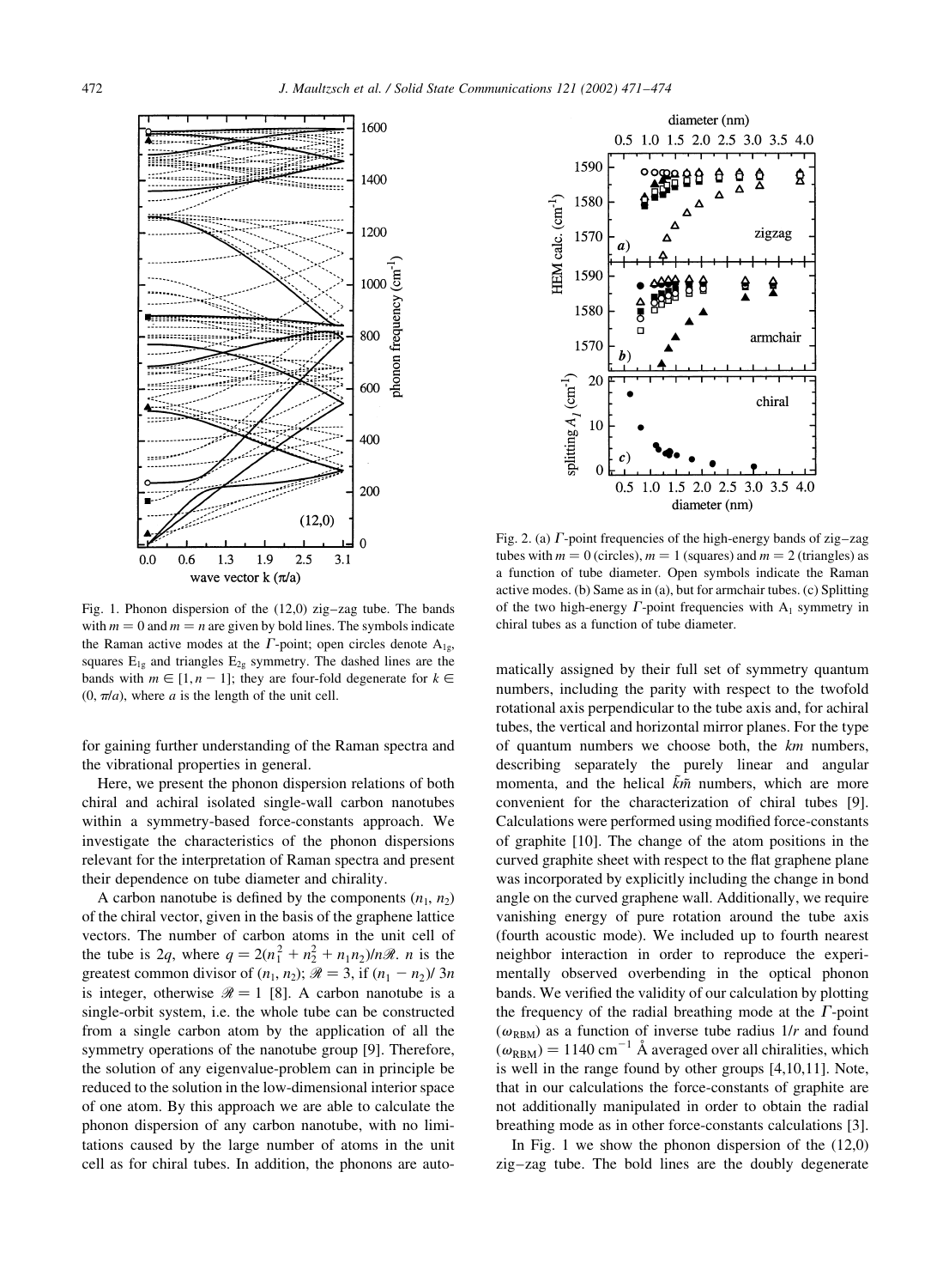Fig. 1. Phonon dispersion of the (12,0) zig–zag tube. The bands with $m = 0$ and $m = n$ are given by bold lines. The symbols indicate the Raman active modes at the $\Gamma$-point; open circles denote $A_{1g}$, squares $E_{1g}$ and triangles $E_{2g}$ symmetry. The dashed lines are the bands with $m \in [1, n-1]$; they are four-fold degenerate for $k \in (0, \pi/a)$, where $a$ is the length of the unit cell.

Fig. 2. (a) $\Gamma$-point frequencies of the high-energy bands of zig–zag tubes with $m = 0$ (circles), $m = 1$ (squares) and $m = 2$ (triangles) as a function of tube diameter. Open symbols indicate the Raman active modes. (b) Same as in (a), but for armchair tubes. (c) Splitting of the two high-energy $\Gamma$-point frequencies with $A_1$ symmetry in chiral tubes as a function of tube diameter.

for gaining further understanding of the Raman spectra and the vibrational properties in general.

Here, we present the phonon dispersion relations of both chiral and achiral isolated single-wall carbon nanotubes within a symmetry-based force-constants approach. We investigate the characteristics of the phonon dispersions relevant for the interpretation of Raman spectra and present their dependence on tube diameter and chirality.

A carbon nanotube is defined by the components $(n_1, n_2)$ of the chiral vector, given in the basis of the graphene lattice vectors. The number of carbon atoms in the unit cell of the tube is $2q$, where $q = 2(n_1^2 + n_2^2 + n_1 n_2)/n\mathcal{R}$. $n$ is the greatest common divisor of $(n_1, n_2)$; $\mathcal{R} = 3$, if $(n_1 - n_2)/3n$ is integer, otherwise $\mathcal{R} = 1$ [8]. A carbon nanotube is a single-orbit system, i.e. the whole tube can be constructed from a single carbon atom by the application of all the symmetry operations of the nanotube group [9]. Therefore, the solution of any eigenvalue-problem can in principle be reduced to the solution in the low-dimensional interior space of one atom. By this approach we are able to calculate the phonon dispersion of any carbon nanotube, with no limitations caused by the large number of atoms in the unit cell as for chiral tubes. In addition, the phonons are automatically assigned by their full set of symmetry quantum numbers, including the parity with respect to the twofold rotational axis perpendicular to the tube axis and, for achiral tubes, the vertical and horizontal mirror planes. For the type of quantum numbers we choose both, the $km$ numbers, describing separately the purely linear and angular momenta, and the helical $\tilde{k}\tilde{m}$ numbers, which are more convenient for the characterization of chiral tubes [9]. Calculations were performed using modified force-constants of graphite [10]. The change of the atom positions in the curved graphite sheet with respect to the flat graphene plane was incorporated by explicitly including the change in bond angle on the curved graphene wall. Additionally, we require vanishing energy of pure rotation around the tube axis (fourth acoustic mode). We included up to fourth nearest neighbor interaction in order to reproduce the experimentally observed overbending in the optical phonon bands. We verified the validity of our calculation by plotting the frequency of the radial breathing mode at the $\Gamma$-point ($\omega_{RBM}$) as a function of inverse tube radius $1/r$ and found $(\omega_{RBM}) = 1140\ \text{cm}^{-1}\ \text{Å}$ averaged over all chiralities, which is well in the range found by other groups [4,10,11]. Note, that in our calculations the force-constants of graphite are not additionally manipulated in order to obtain the radial breathing mode as in other force-constants calculations [3].

In Fig. 1 we show the phonon dispersion of the (12,0) zig–zag tube. The bold lines are the doubly degenerate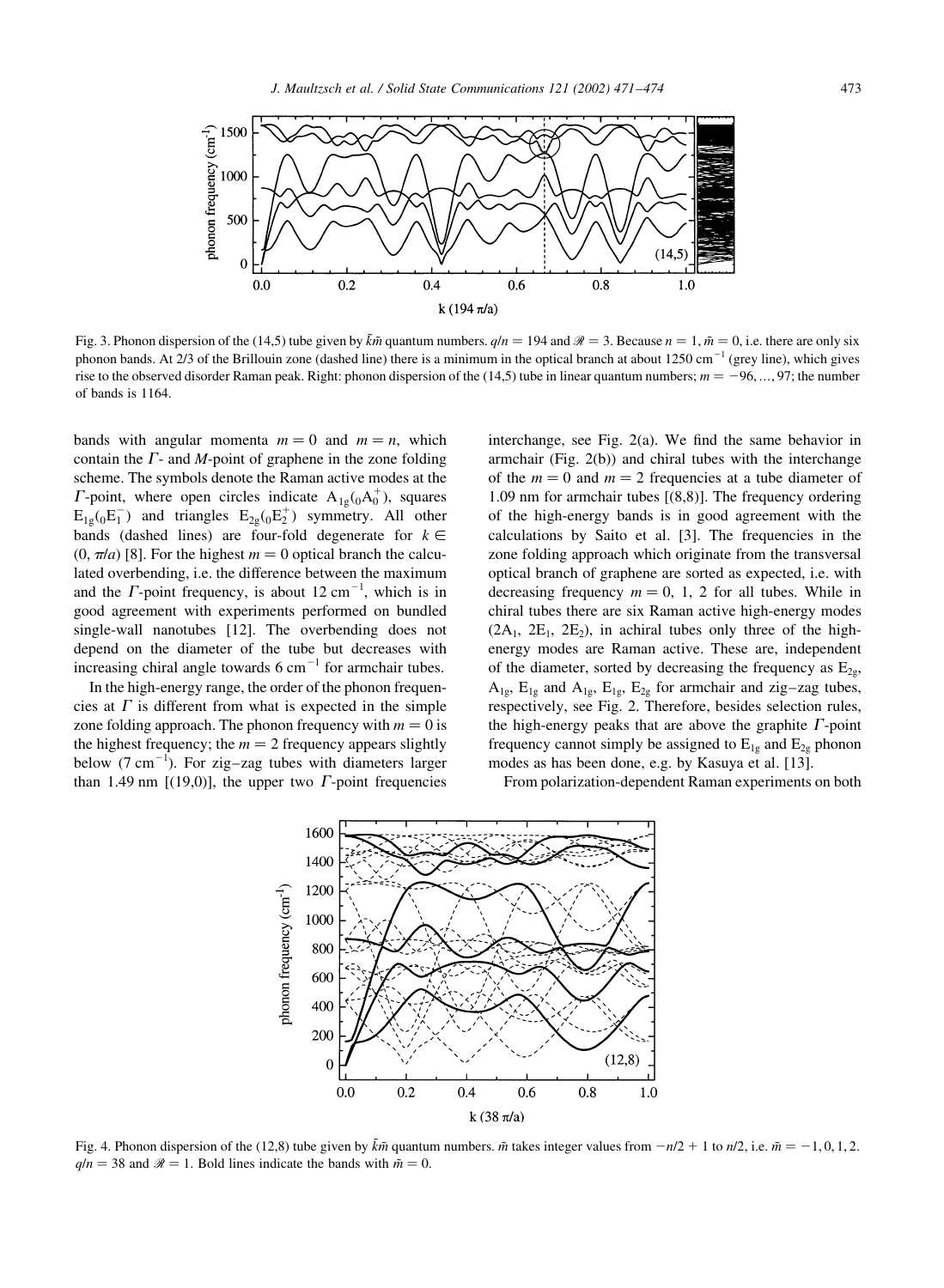Fig. 3. Phonon dispersion of the (14,5) tube given by $\tilde{k}\tilde{m}$ quantum numbers. $q/n = 194$ and $\mathcal{R} = 3$. Because $n = 1$, $\tilde{m} = 0$, i.e. there are only six phonon bands. At 2/3 of the Brillouin zone (dashed line) there is a minimum in the optical branch at about 1250 cm$^{-1}$ (grey line), which gives rise to the observed disorder Raman peak. Right: phonon dispersion of the (14,5) tube in linear quantum numbers; $m = -96, \ldots, 97$; the number of bands is 1164.

bands with angular momenta $m = 0$ and $m = n$, which contain the $\Gamma$- and $M$-point of graphene in the zone folding scheme. The symbols denote the Raman active modes at the $\Gamma$-point, where open circles indicate $A_{1g}({}_0A_0^+)$, squares $E_{1g}({}_0E_1^-)$ and triangles $E_{2g}({}_0E_2^+)$ symmetry. All other bands (dashed lines) are four-fold degenerate for $k \in (0, \pi/a)$ [8]. For the highest $m = 0$ optical branch the calculated overbending, i.e. the difference between the maximum and the $\Gamma$-point frequency, is about 12 cm$^{-1}$, which is in good agreement with experiments performed on bundled single-wall nanotubes [12]. The overbending does not depend on the diameter of the tube but decreases with increasing chiral angle towards 6 cm$^{-1}$ for armchair tubes.

In the high-energy range, the order of the phonon frequencies at $\Gamma$ is different from what is expected in the simple zone folding approach. The phonon frequency with $m = 0$ is the highest frequency; the $m = 2$ frequency appears slightly below (7 cm$^{-1}$). For zig–zag tubes with diameters larger than 1.49 nm [(19,0)], the upper two $\Gamma$-point frequencies interchange, see Fig. 2(a). We find the same behavior in armchair (Fig. 2(b)) and chiral tubes with the interchange of the $m = 0$ and $m = 2$ frequencies at a tube diameter of 1.09 nm for armchair tubes [(8,8)]. The frequency ordering of the high-energy bands is in good agreement with the calculations by Saito et al. [3]. The frequencies in the zone folding approach which originate from the transversal optical branch of graphene are sorted as expected, i.e. with decreasing frequency $m = 0$, 1, 2 for all tubes. While in chiral tubes there are six Raman active high-energy modes ($2A_1$, $2E_1$, $2E_2$), in achiral tubes only three of the high-energy modes are Raman active. These are, independent of the diameter, sorted by decreasing the frequency as $E_{2g}$, $A_{1g}$, $E_{1g}$ and $A_{1g}$, $E_{1g}$, $E_{2g}$ for armchair and zig–zag tubes, respectively, see Fig. 2. Therefore, besides selection rules, the high-energy peaks that are above the graphite $\Gamma$-point frequency cannot simply be assigned to $E_{1g}$ and $E_{2g}$ phonon modes as has been done, e.g. by Kasuya et al. [13].

From polarization-dependent Raman experiments on both

Fig. 4. Phonon dispersion of the (12,8) tube given by $\tilde{k}\tilde{m}$ quantum numbers. $\tilde{m}$ takes integer values from $-n/2 + 1$ to $n/2$, i.e. $\tilde{m} = -1, 0, 1, 2$. $q/n = 38$ and $\mathcal{R} = 1$. Bold lines indicate the bands with $\tilde{m} = 0$.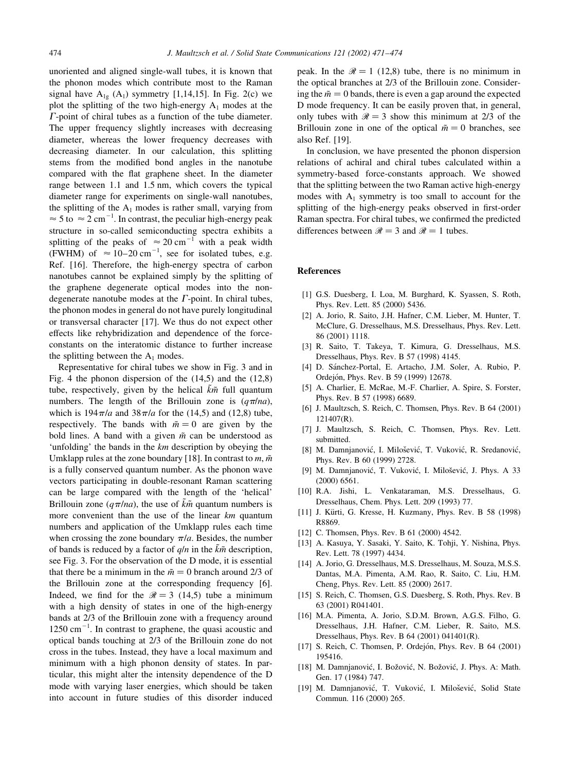unoriented and aligned single-wall tubes, it is known that the phonon modes which contribute most to the Raman signal have $A_{1g}$ ($A_1$) symmetry [1,14,15]. In Fig. 2(c) we plot the splitting of the two high-energy $A_1$ modes at the $\Gamma$-point of chiral tubes as a function of the tube diameter. The upper frequency slightly increases with decreasing diameter, whereas the lower frequency decreases with decreasing diameter. In our calculation, this splitting stems from the modified bond angles in the nanotube compared with the flat graphene sheet. In the diameter range between 1.1 and 1.5 nm, which covers the typical diameter range for experiments on single-wall nanotubes, the splitting of the $A_1$ modes is rather small, varying from $\approx 5$ to $\approx 2\ \text{cm}^{-1}$. In contrast, the peculiar high-energy peak structure in so-called semiconducting spectra exhibits a splitting of the peaks of $\approx 20\ \text{cm}^{-1}$ with a peak width (FWHM) of $\approx 10$–$20\ \text{cm}^{-1}$, see for isolated tubes, e.g. Ref. [16]. Therefore, the high-energy spectra of carbon nanotubes cannot be explained simply by the splitting of the graphene degenerate optical modes into the non-degenerate nanotube modes at the $\Gamma$-point. In chiral tubes, the phonon modes in general do not have purely longitudinal or transversal character [17]. We thus do not expect other effects like rehybridization and dependence of the force-constants on the interatomic distance to further increase the splitting between the $A_1$ modes.

Representative for chiral tubes we show in Fig. 3 and in Fig. 4 the phonon dispersion of the (14,5) and the (12,8) tube, respectively, given by the helical $\tilde{k}\tilde{m}$ full quantum numbers. The length of the Brillouin zone is $(q\pi/na)$, which is $194\pi/a$ and $38\pi/a$ for the (14,5) and (12,8) tube, respectively. The bands with $\tilde{m} = 0$ are given by the bold lines. A band with a given $\tilde{m}$ can be understood as 'unfolding' the bands in the $km$ description by obeying the Umklapp rules at the zone boundary [18]. In contrast to $m$, $\tilde{m}$ is a fully conserved quantum number. As the phonon wave vectors participating in double-resonant Raman scattering can be large compared with the length of the 'helical' Brillouin zone $(q\pi/na)$, the use of $\tilde{k}\tilde{m}$ quantum numbers is more convenient than the use of the linear $km$ quantum numbers and application of the Umklapp rules each time when crossing the zone boundary $\pi/a$. Besides, the number of bands is reduced by a factor of $q/n$ in the $\tilde{k}\tilde{m}$ description, see Fig. 3. For the observation of the D mode, it is essential that there be a minimum in the $\tilde{m} = 0$ branch around 2/3 of the Brillouin zone at the corresponding frequency [6]. Indeed, we find for the $\mathscr{R} = 3$ (14,5) tube a minimum with a high density of states in one of the high-energy bands at 2/3 of the Brillouin zone with a frequency around $1250\ \text{cm}^{-1}$. In contrast to graphene, the quasi acoustic and optical bands touching at 2/3 of the Brillouin zone do not cross in the tubes. Instead, they have a local maximum and minimum with a high phonon density of states. In particular, this might alter the intensity dependence of the D mode with varying laser energies, which should be taken into account in future studies of this disorder induced peak. In the $\mathscr{R} = 1$ (12,8) tube, there is no minimum in the optical branches at 2/3 of the Brillouin zone. Considering the $\tilde{m} = 0$ bands, there is even a gap around the expected D mode frequency. It can be easily proven that, in general, only tubes with $\mathscr{R} = 3$ show this minimum at 2/3 of the Brillouin zone in one of the optical $\tilde{m} = 0$ branches, see also Ref. [19].

In conclusion, we have presented the phonon dispersion relations of achiral and chiral tubes calculated within a symmetry-based force-constants approach. We showed that the splitting between the two Raman active high-energy modes with $A_1$ symmetry is too small to account for the splitting of the high-energy peaks observed in first-order Raman spectra. For chiral tubes, we confirmed the predicted differences between $\mathscr{R} = 3$ and $\mathscr{R} = 1$ tubes.

## References

[1] G.S. Duesberg, I. Loa, M. Burghard, K. Syassen, S. Roth, Phys. Rev. Lett. 85 (2000) 5436.

[2] A. Jorio, R. Saito, J.H. Hafner, C.M. Lieber, M. Hunter, T. McClure, G. Dresselhaus, M.S. Dresselhaus, Phys. Rev. Lett. 86 (2001) 1118.

[3] R. Saito, T. Takeya, T. Kimura, G. Dresselhaus, M.S. Dresselhaus, Phys. Rev. B 57 (1998) 4145.

[4] D. Sánchez-Portal, E. Artacho, J.M. Soler, A. Rubio, P. Ordejón, Phys. Rev. B 59 (1999) 12678.

[5] A. Charlier, E. McRae, M.-F. Charlier, A. Spire, S. Forster, Phys. Rev. B 57 (1998) 6689.

[6] J. Maultzsch, S. Reich, C. Thomsen, Phys. Rev. B 64 (2001) 121407(R).

[7] J. Maultzsch, S. Reich, C. Thomsen, Phys. Rev. Lett. submitted.

[8] M. Damnjanović, I. Milošević, T. Vuković, R. Sredanović, Phys. Rev. B 60 (1999) 2728.

[9] M. Damnjanović, T. Vuković, I. Milošević, J. Phys. A 33 (2000) 6561.

[10] R.A. Jishi, L. Venkataraman, M.S. Dresselhaus, G. Dresselhaus, Chem. Phys. Lett. 209 (1993) 77.

[11] J. Kürti, G. Kresse, H. Kuzmany, Phys. Rev. B 58 (1998) R8869.

[12] C. Thomsen, Phys. Rev. B 61 (2000) 4542.

[13] A. Kasuya, Y. Sasaki, Y. Saito, K. Tohji, Y. Nishina, Phys. Rev. Lett. 78 (1997) 4434.

[14] A. Jorio, G. Dresselhaus, M.S. Dresselhaus, M. Souza, M.S.S. Dantas, M.A. Pimenta, A.M. Rao, R. Saito, C. Liu, H.M. Cheng, Phys. Rev. Lett. 85 (2000) 2617.

[15] S. Reich, C. Thomsen, G.S. Duesberg, S. Roth, Phys. Rev. B 63 (2001) R041401.

[16] M.A. Pimenta, A. Jorio, S.D.M. Brown, A.G.S. Filho, G. Dresselhaus, J.H. Hafner, C.M. Lieber, R. Saito, M.S. Dresselhaus, Phys. Rev. B 64 (2001) 041401(R).

[17] S. Reich, C. Thomsen, P. Ordejón, Phys. Rev. B 64 (2001) 195416.

[18] M. Damnjanović, I. Božović, N. Božović, J. Phys. A: Math. Gen. 17 (1984) 747.

[19] M. Damnjanović, T. Vuković, I. Milošević, Solid State Commun. 116 (2000) 265.